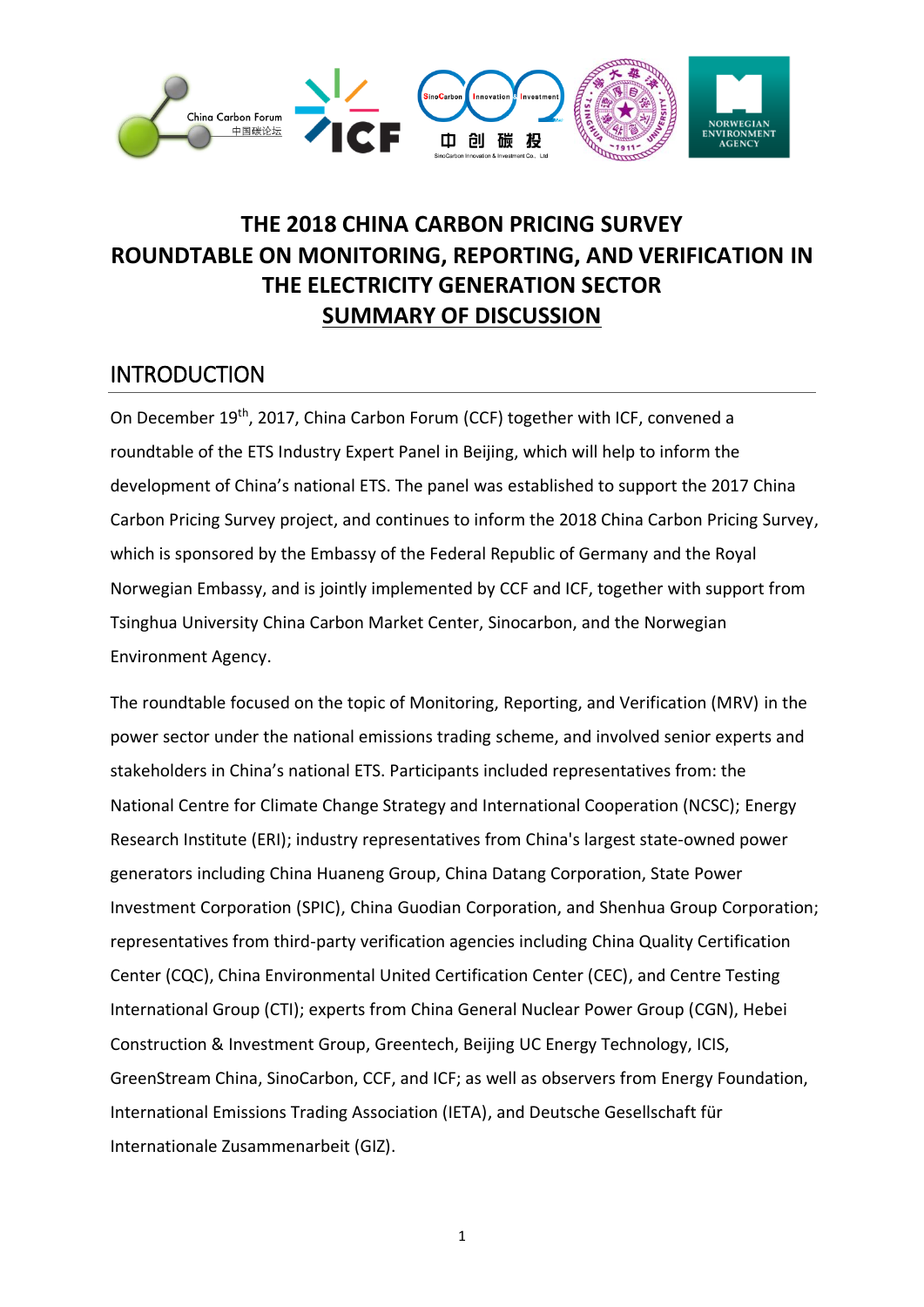# THE 2018 CHINA CARBON PRICING SURVEY ROUNDTABLE ON MONITORING, REPORTING, AND VERIFICATION IN THE ELECTRICITY GENERATION SECTOR

## SUMMARY OF DISCUSSION

## INTRODUCTION

On December 19th, 2017, China Carbon Forum (CCF) together with ICF, convened a roundtable of the ETS Industry Expert Panel in Beijing, which will help to inform the development of China's national ETS. The panel was established to support the 2017 China Carbon Pricing Survey project, and continues to inform the 2018 China Carbon Pricing Survey, which is sponsored by the Embassy of the Federal Republic of Germany and the Royal Norwegian Embassy, and is jointly implemented by CCF and ICF, together with support from Tsinghua University China Carbon Market Center, Sinocarbon, and the Norwegian Environment Agency.

The roundtable focused on the topic of Monitoring, Reporting, and Verification (MRV) in the power sector under the national emissions trading scheme, and involved senior experts and stakeholders in China's national ETS. Participants included representatives from: the National Centre for Climate Change Strategy and International Cooperation (NCSC); Energy Research Institute (ERI); industry representatives from China's largest state-owned power generators including China Huaneng Group, China Datang Corporation, State Power Investment Corporation (SPIC), China Guodian Corporation, and Shenhua Group Corporation; representatives from third-party verification agencies including China Quality Certification Center (CQC), China Environmental United Certification Center (CEC), and Centre Testing International Group (CTI); experts from China General Nuclear Power Group (CGN), Hebei Construction & Investment Group, Greentech, Beijing UC Energy Technology, ICIS, GreenStream China, SinoCarbon, CCF, and ICF; as well as observers from Energy Foundation, International Emissions Trading Association (IETA), and Deutsche Gesellschaft für Internationale Zusammenarbeit (GIZ).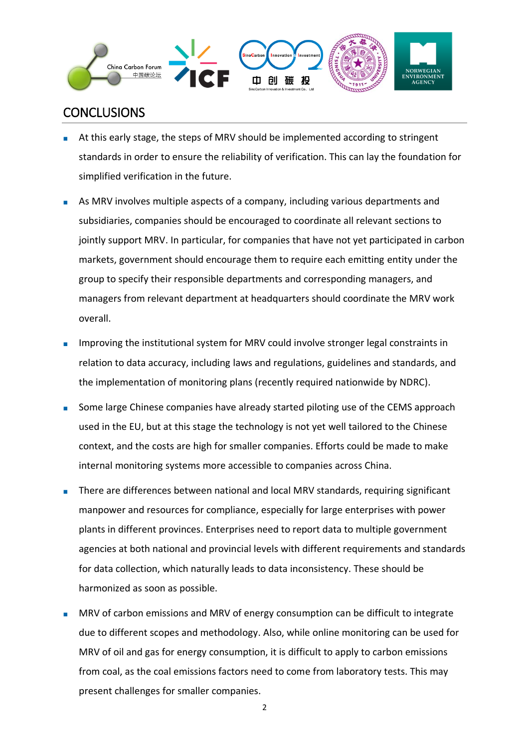## CONCLUSIONS

- At this early stage, the steps of MRV should be implemented according to stringent standards in order to ensure the reliability of verification. This can lay the foundation for simplified verification in the future.
- As MRV involves multiple aspects of a company, including various departments and subsidiaries, companies should be encouraged to coordinate all relevant sections to jointly support MRV. In particular, for companies that have not yet participated in carbon markets, government should encourage them to require each emitting entity under the group to specify their responsible departments and corresponding managers, and managers from relevant department at headquarters should coordinate the MRV work overall.
- Improving the institutional system for MRV could involve stronger legal constraints in relation to data accuracy, including laws and regulations, guidelines and standards, and the implementation of monitoring plans (recently required nationwide by NDRC).
- Some large Chinese companies have already started piloting use of the CEMS approach used in the EU, but at this stage the technology is not yet well tailored to the Chinese context, and the costs are high for smaller companies. Efforts could be made to make internal monitoring systems more accessible to companies across China.
- There are differences between national and local MRV standards, requiring significant manpower and resources for compliance, especially for large enterprises with power plants in different provinces. Enterprises need to report data to multiple government agencies at both national and provincial levels with different requirements and standards for data collection, which naturally leads to data inconsistency. These should be harmonized as soon as possible.
- MRV of carbon emissions and MRV of energy consumption can be difficult to integrate due to different scopes and methodology. Also, while online monitoring can be used for MRV of oil and gas for energy consumption, it is difficult to apply to carbon emissions from coal, as the coal emissions factors need to come from laboratory tests. This may present challenges for smaller companies.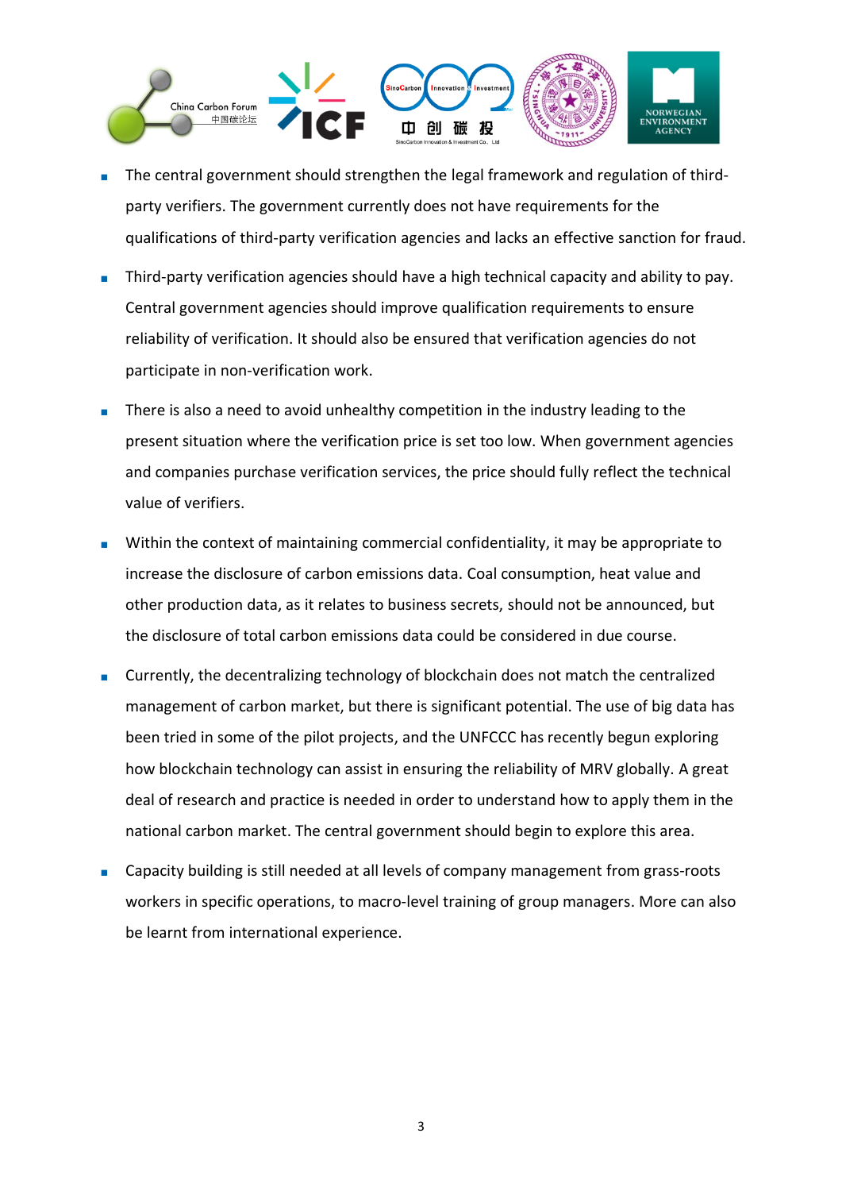- The central government should strengthen the legal framework and regulation of third-party verifiers. The government currently does not have requirements for the qualifications of third-party verification agencies and lacks an effective sanction for fraud.
- Third-party verification agencies should have a high technical capacity and ability to pay. Central government agencies should improve qualification requirements to ensure reliability of verification. It should also be ensured that verification agencies do not participate in non-verification work.
- There is also a need to avoid unhealthy competition in the industry leading to the present situation where the verification price is set too low. When government agencies and companies purchase verification services, the price should fully reflect the technical value of verifiers.
- Within the context of maintaining commercial confidentiality, it may be appropriate to increase the disclosure of carbon emissions data. Coal consumption, heat value and other production data, as it relates to business secrets, should not be announced, but the disclosure of total carbon emissions data could be considered in due course.
- Currently, the decentralizing technology of blockchain does not match the centralized management of carbon market, but there is significant potential. The use of big data has been tried in some of the pilot projects, and the UNFCCC has recently begun exploring how blockchain technology can assist in ensuring the reliability of MRV globally. A great deal of research and practice is needed in order to understand how to apply them in the national carbon market. The central government should begin to explore this area.
- Capacity building is still needed at all levels of company management from grass-roots workers in specific operations, to macro-level training of group managers. More can also be learnt from international experience.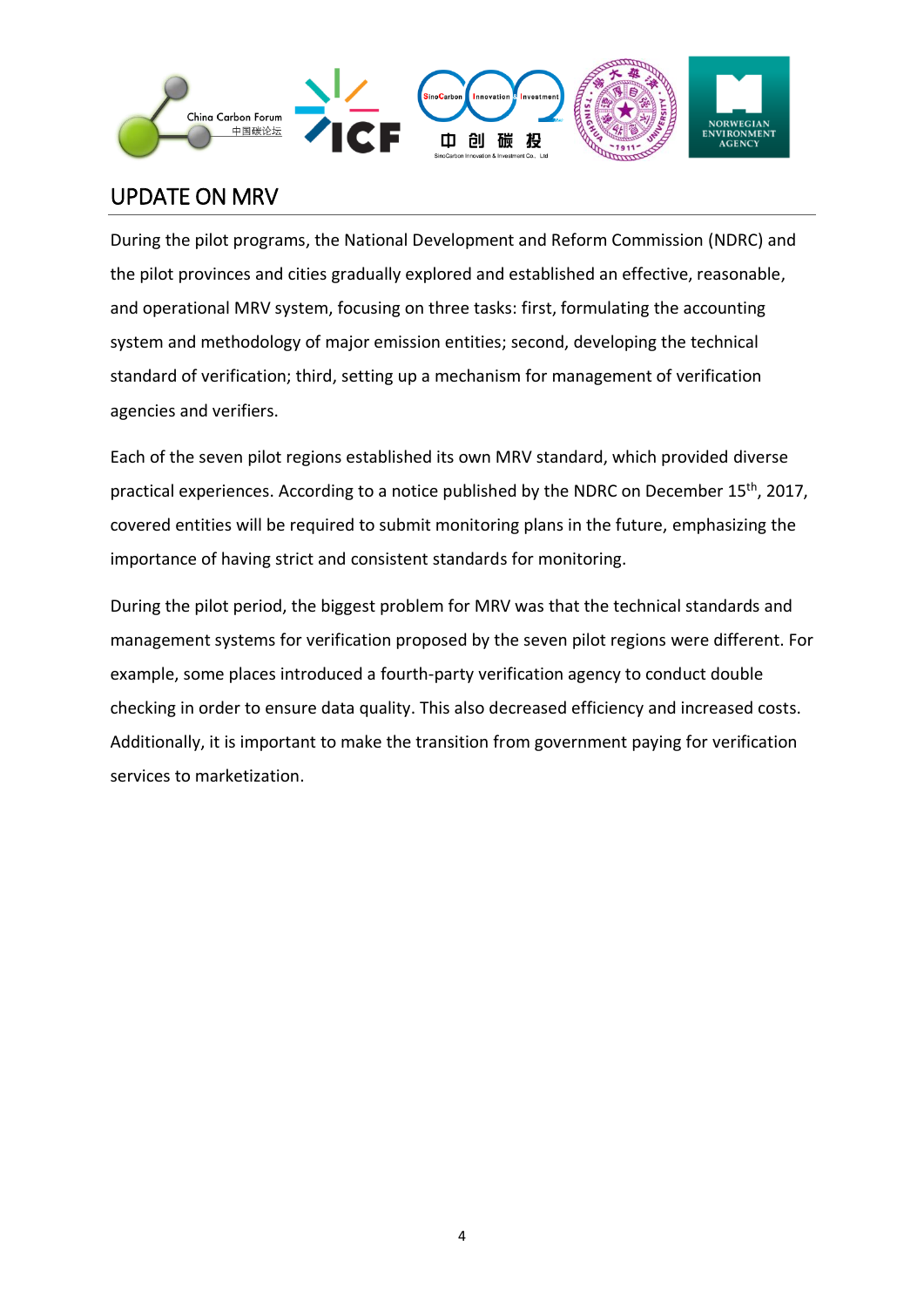## UPDATE ON MRV

During the pilot programs, the National Development and Reform Commission (NDRC) and the pilot provinces and cities gradually explored and established an effective, reasonable, and operational MRV system, focusing on three tasks: first, formulating the accounting system and methodology of major emission entities; second, developing the technical standard of verification; third, setting up a mechanism for management of verification agencies and verifiers.

Each of the seven pilot regions established its own MRV standard, which provided diverse practical experiences. According to a notice published by the NDRC on December 15th, 2017, covered entities will be required to submit monitoring plans in the future, emphasizing the importance of having strict and consistent standards for monitoring.

During the pilot period, the biggest problem for MRV was that the technical standards and management systems for verification proposed by the seven pilot regions were different. For example, some places introduced a fourth-party verification agency to conduct double checking in order to ensure data quality. This also decreased efficiency and increased costs. Additionally, it is important to make the transition from government paying for verification services to marketization.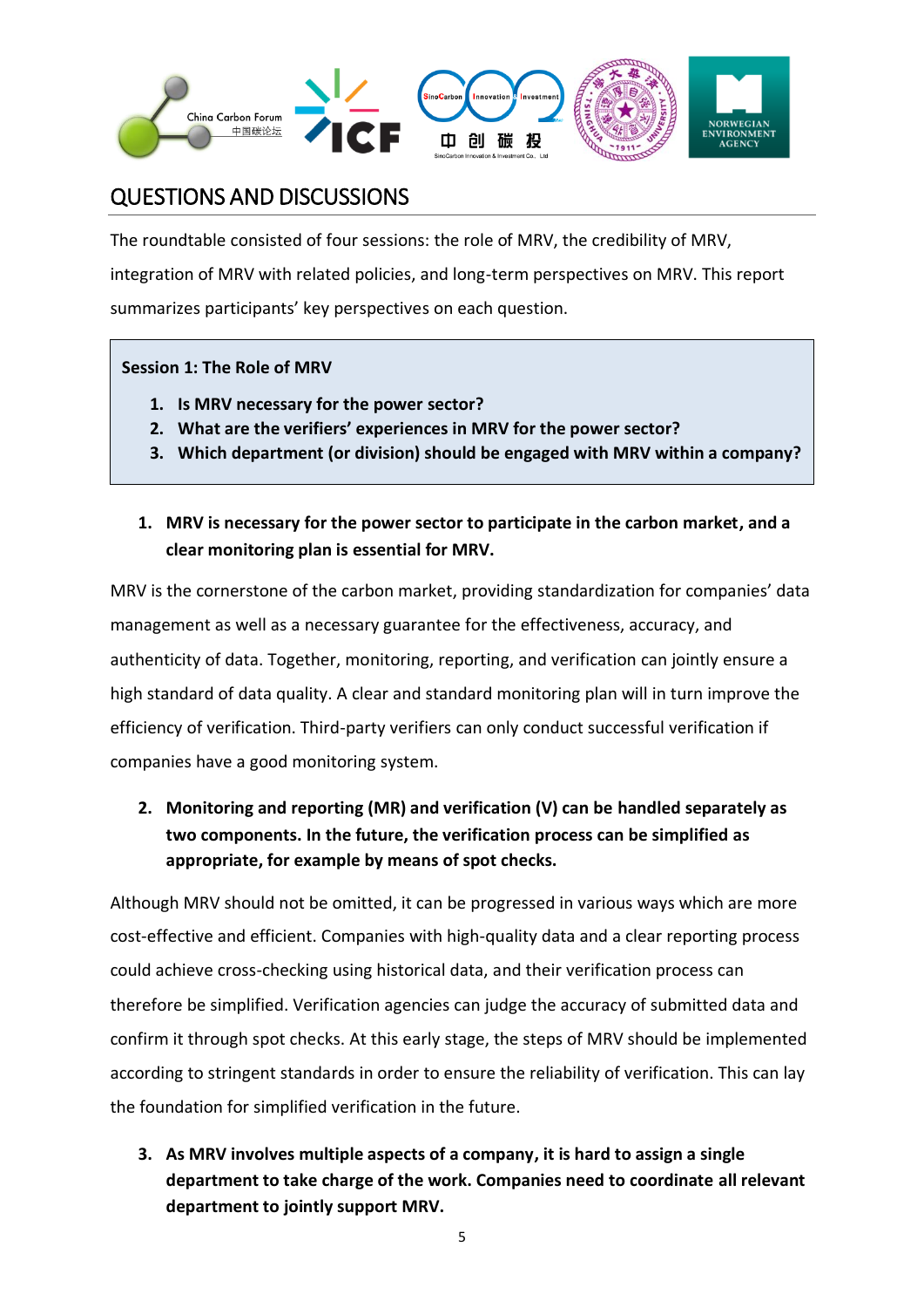## QUESTIONS AND DISCUSSIONS

The roundtable consisted of four sessions: the role of MRV, the credibility of MRV, integration of MRV with related policies, and long-term perspectives on MRV. This report summarizes participants' key perspectives on each question.

**Session 1: The Role of MRV**

1. **Is MRV necessary for the power sector?**
2. **What are the verifiers' experiences in MRV for the power sector?**
3. **Which department (or division) should be engaged with MRV within a company?**

1. **MRV is necessary for the power sector to participate in the carbon market, and a clear monitoring plan is essential for MRV.**

MRV is the cornerstone of the carbon market, providing standardization for companies' data management as well as a necessary guarantee for the effectiveness, accuracy, and authenticity of data. Together, monitoring, reporting, and verification can jointly ensure a high standard of data quality. A clear and standard monitoring plan will in turn improve the efficiency of verification. Third-party verifiers can only conduct successful verification if companies have a good monitoring system.

2. **Monitoring and reporting (MR) and verification (V) can be handled separately as two components. In the future, the verification process can be simplified as appropriate, for example by means of spot checks.**

Although MRV should not be omitted, it can be progressed in various ways which are more cost-effective and efficient. Companies with high-quality data and a clear reporting process could achieve cross-checking using historical data, and their verification process can therefore be simplified. Verification agencies can judge the accuracy of submitted data and confirm it through spot checks. At this early stage, the steps of MRV should be implemented according to stringent standards in order to ensure the reliability of verification. This can lay the foundation for simplified verification in the future.

3. **As MRV involves multiple aspects of a company, it is hard to assign a single department to take charge of the work. Companies need to coordinate all relevant department to jointly support MRV.**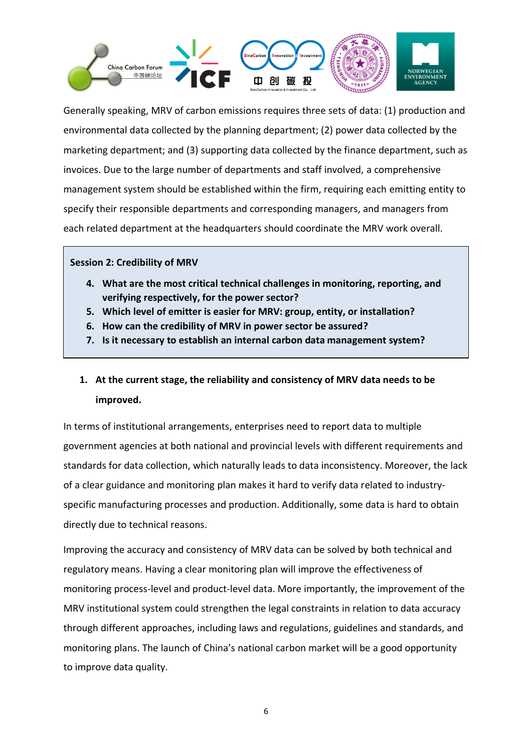Generally speaking, MRV of carbon emissions requires three sets of data: (1) production and environmental data collected by the planning department; (2) power data collected by the marketing department; and (3) supporting data collected by the finance department, such as invoices. Due to the large number of departments and staff involved, a comprehensive management system should be established within the firm, requiring each emitting entity to specify their responsible departments and corresponding managers, and managers from each related department at the headquarters should coordinate the MRV work overall.

**Session 2: Credibility of MRV**

4. **What are the most critical technical challenges in monitoring, reporting, and verifying respectively, for the power sector?**
5. **Which level of emitter is easier for MRV: group, entity, or installation?**
6. **How can the credibility of MRV in power sector be assured?**
7. **Is it necessary to establish an internal carbon data management system?**

1. **At the current stage, the reliability and consistency of MRV data needs to be improved.**

In terms of institutional arrangements, enterprises need to report data to multiple government agencies at both national and provincial levels with different requirements and standards for data collection, which naturally leads to data inconsistency. Moreover, the lack of a clear guidance and monitoring plan makes it hard to verify data related to industry-specific manufacturing processes and production. Additionally, some data is hard to obtain directly due to technical reasons.

Improving the accuracy and consistency of MRV data can be solved by both technical and regulatory means. Having a clear monitoring plan will improve the effectiveness of monitoring process-level and product-level data. More importantly, the improvement of the MRV institutional system could strengthen the legal constraints in relation to data accuracy through different approaches, including laws and regulations, guidelines and standards, and monitoring plans. The launch of China's national carbon market will be a good opportunity to improve data quality.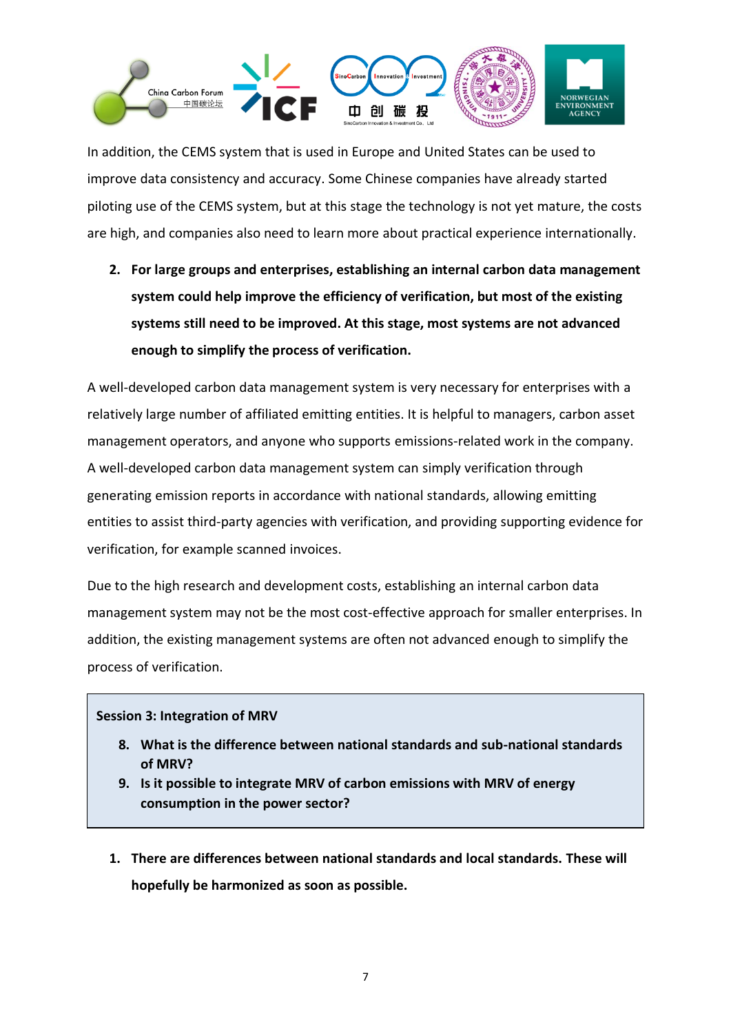In addition, the CEMS system that is used in Europe and United States can be used to improve data consistency and accuracy. Some Chinese companies have already started piloting use of the CEMS system, but at this stage the technology is not yet mature, the costs are high, and companies also need to learn more about practical experience internationally.

2. **For large groups and enterprises, establishing an internal carbon data management system could help improve the efficiency of verification, but most of the existing systems still need to be improved. At this stage, most systems are not advanced enough to simplify the process of verification.**

A well-developed carbon data management system is very necessary for enterprises with a relatively large number of affiliated emitting entities. It is helpful to managers, carbon asset management operators, and anyone who supports emissions-related work in the company. A well-developed carbon data management system can simply verification through generating emission reports in accordance with national standards, allowing emitting entities to assist third-party agencies with verification, and providing supporting evidence for verification, for example scanned invoices.

Due to the high research and development costs, establishing an internal carbon data management system may not be the most cost-effective approach for smaller enterprises. In addition, the existing management systems are often not advanced enough to simplify the process of verification.

> **Session 3: Integration of MRV**
>
> 8. **What is the difference between national standards and sub-national standards of MRV?**
> 9. **Is it possible to integrate MRV of carbon emissions with MRV of energy consumption in the power sector?**

1. **There are differences between national standards and local standards. These will hopefully be harmonized as soon as possible.**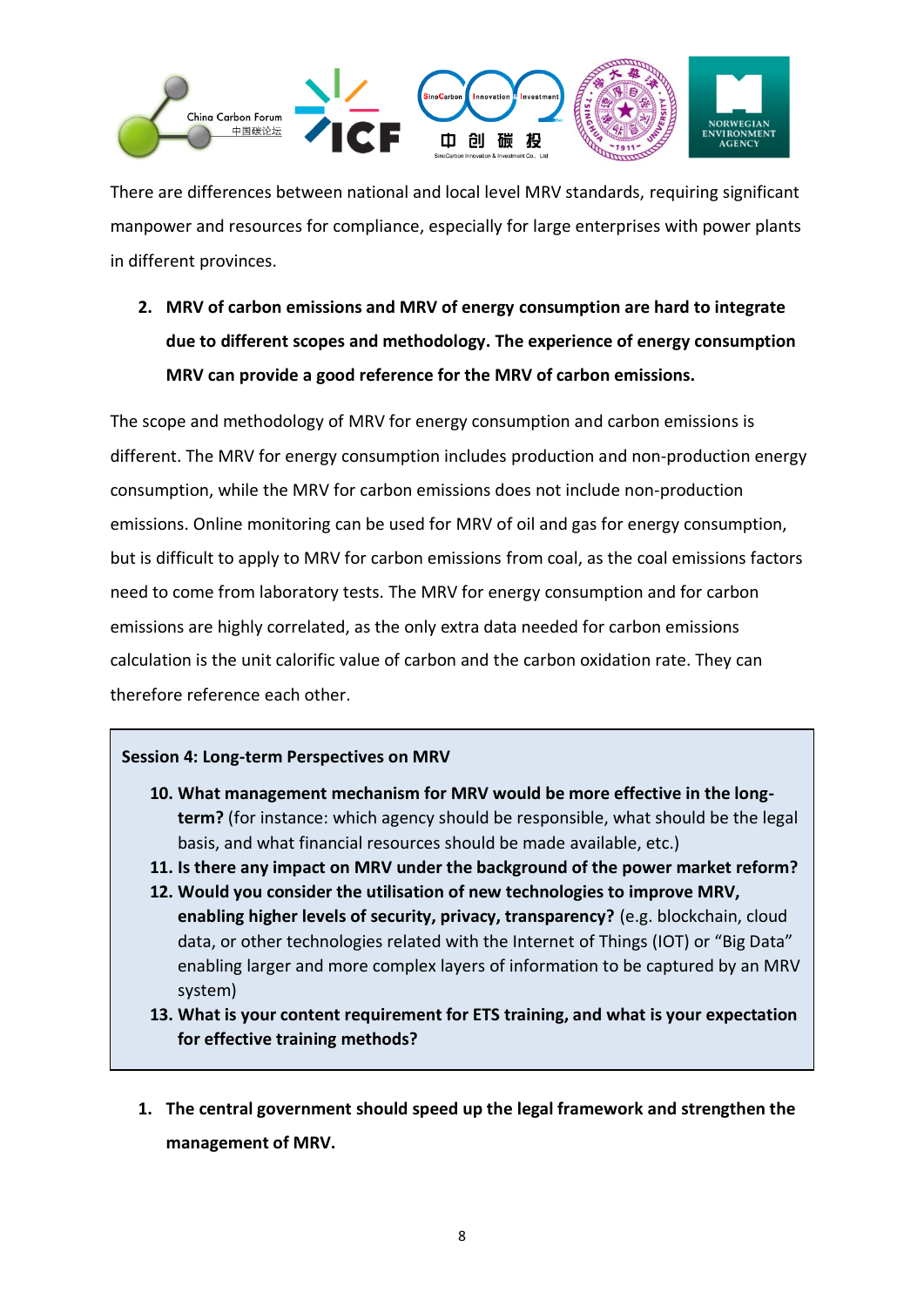There are differences between national and local level MRV standards, requiring significant manpower and resources for compliance, especially for large enterprises with power plants in different provinces.

2. **MRV of carbon emissions and MRV of energy consumption are hard to integrate due to different scopes and methodology. The experience of energy consumption MRV can provide a good reference for the MRV of carbon emissions.**

The scope and methodology of MRV for energy consumption and carbon emissions is different. The MRV for energy consumption includes production and non-production energy consumption, while the MRV for carbon emissions does not include non-production emissions. Online monitoring can be used for MRV of oil and gas for energy consumption, but is difficult to apply to MRV for carbon emissions from coal, as the coal emissions factors need to come from laboratory tests. The MRV for energy consumption and for carbon emissions are highly correlated, as the only extra data needed for carbon emissions calculation is the unit calorific value of carbon and the carbon oxidation rate. They can therefore reference each other.

**Session 4: Long-term Perspectives on MRV**

10. **What management mechanism for MRV would be more effective in the long-term?** (for instance: which agency should be responsible, what should be the legal basis, and what financial resources should be made available, etc.)
11. **Is there any impact on MRV under the background of the power market reform?**
12. **Would you consider the utilisation of new technologies to improve MRV, enabling higher levels of security, privacy, transparency?** (e.g. blockchain, cloud data, or other technologies related with the Internet of Things (IOT) or "Big Data" enabling larger and more complex layers of information to be captured by an MRV system)
13. **What is your content requirement for ETS training, and what is your expectation for effective training methods?**

1. **The central government should speed up the legal framework and strengthen the management of MRV.**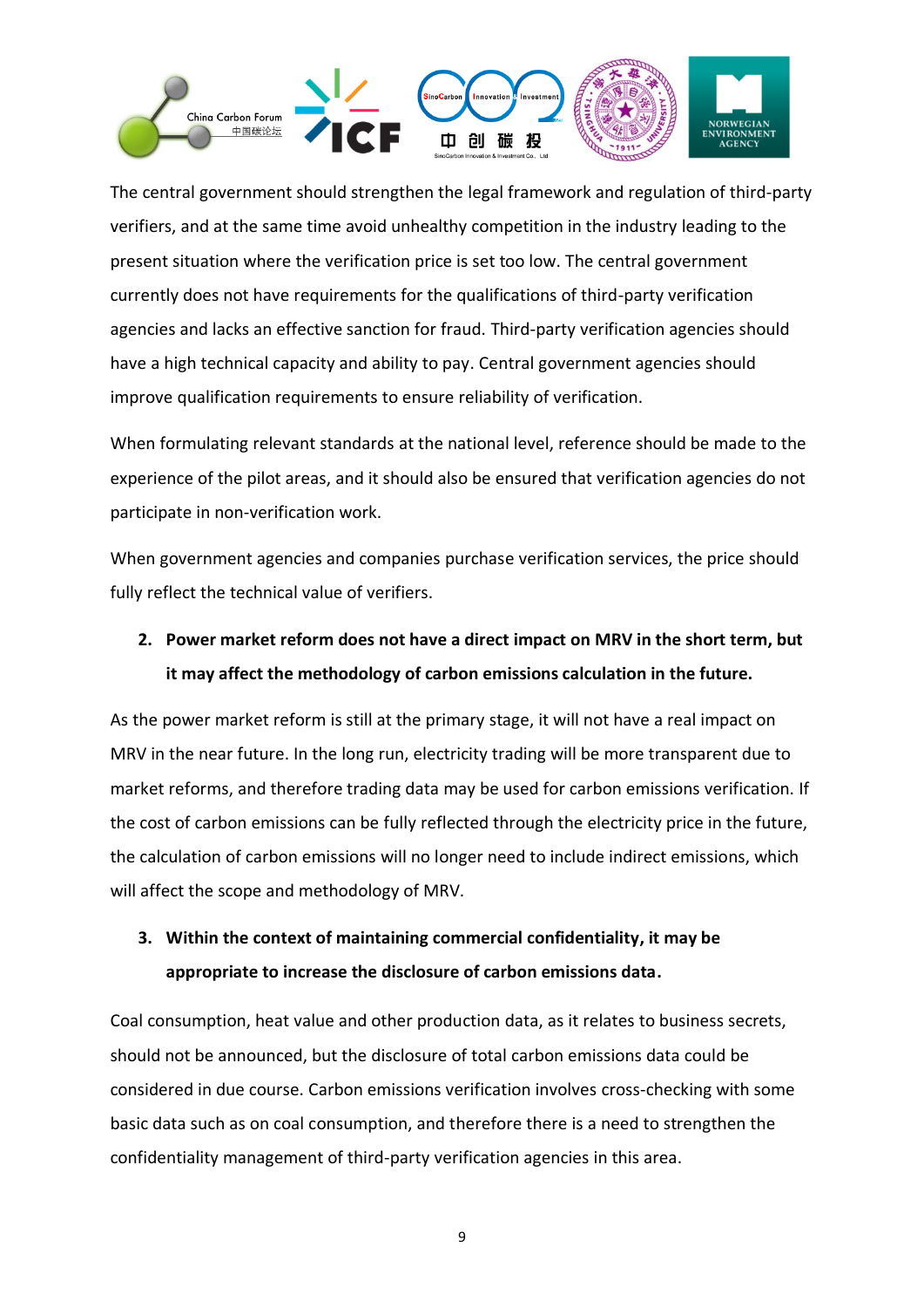The central government should strengthen the legal framework and regulation of third-party verifiers, and at the same time avoid unhealthy competition in the industry leading to the present situation where the verification price is set too low. The central government currently does not have requirements for the qualifications of third-party verification agencies and lacks an effective sanction for fraud. Third-party verification agencies should have a high technical capacity and ability to pay. Central government agencies should improve qualification requirements to ensure reliability of verification.

When formulating relevant standards at the national level, reference should be made to the experience of the pilot areas, and it should also be ensured that verification agencies do not participate in non-verification work.

When government agencies and companies purchase verification services, the price should fully reflect the technical value of verifiers.

2. **Power market reform does not have a direct impact on MRV in the short term, but it may affect the methodology of carbon emissions calculation in the future.**

As the power market reform is still at the primary stage, it will not have a real impact on MRV in the near future. In the long run, electricity trading will be more transparent due to market reforms, and therefore trading data may be used for carbon emissions verification. If the cost of carbon emissions can be fully reflected through the electricity price in the future, the calculation of carbon emissions will no longer need to include indirect emissions, which will affect the scope and methodology of MRV.

3. **Within the context of maintaining commercial confidentiality, it may be appropriate to increase the disclosure of carbon emissions data.**

Coal consumption, heat value and other production data, as it relates to business secrets, should not be announced, but the disclosure of total carbon emissions data could be considered in due course. Carbon emissions verification involves cross-checking with some basic data such as on coal consumption, and therefore there is a need to strengthen the confidentiality management of third-party verification agencies in this area.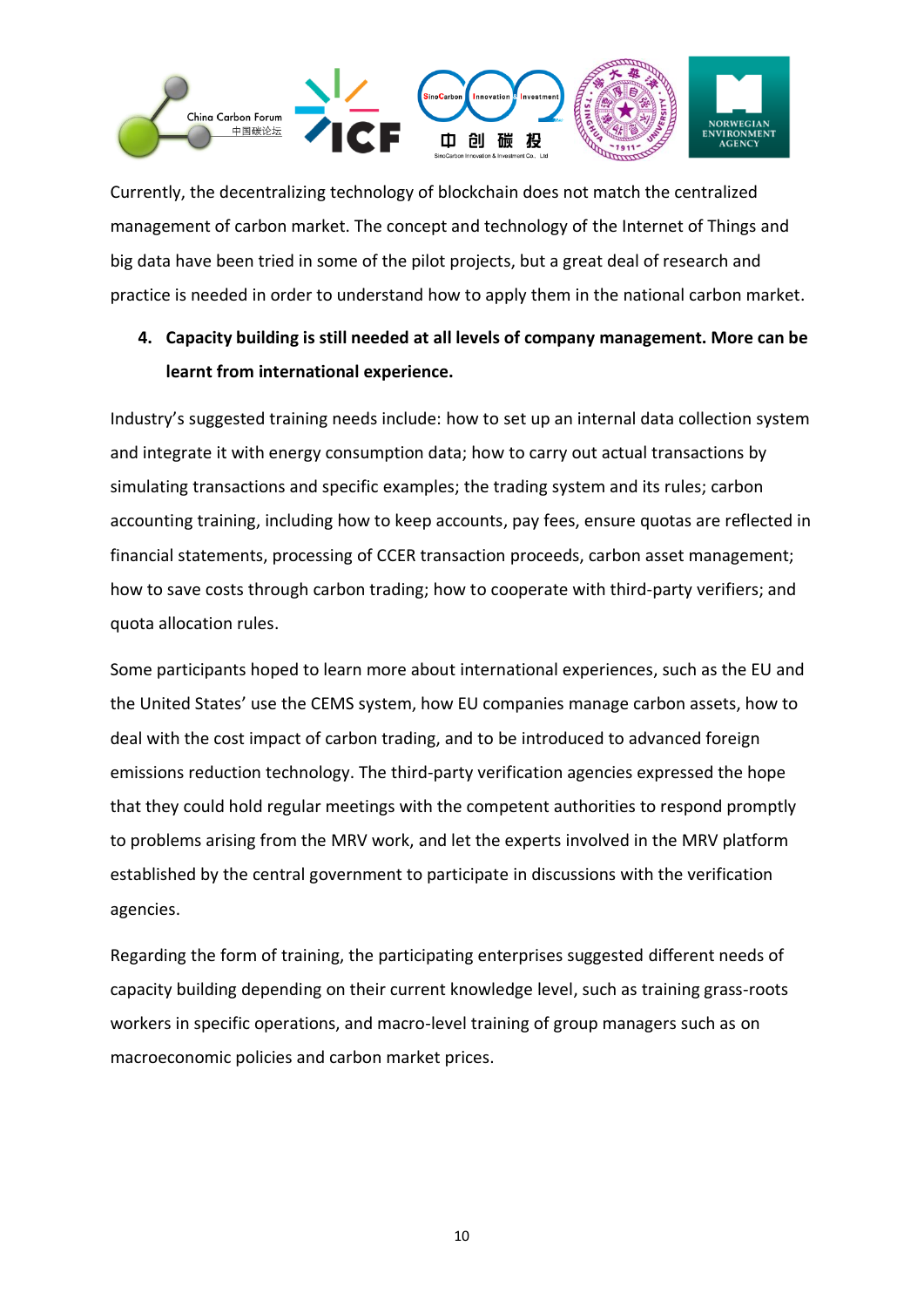Currently, the decentralizing technology of blockchain does not match the centralized management of carbon market. The concept and technology of the Internet of Things and big data have been tried in some of the pilot projects, but a great deal of research and practice is needed in order to understand how to apply them in the national carbon market.

4. **Capacity building is still needed at all levels of company management. More can be learnt from international experience.**

Industry's suggested training needs include: how to set up an internal data collection system and integrate it with energy consumption data; how to carry out actual transactions by simulating transactions and specific examples; the trading system and its rules; carbon accounting training, including how to keep accounts, pay fees, ensure quotas are reflected in financial statements, processing of CCER transaction proceeds, carbon asset management; how to save costs through carbon trading; how to cooperate with third-party verifiers; and quota allocation rules.

Some participants hoped to learn more about international experiences, such as the EU and the United States' use the CEMS system, how EU companies manage carbon assets, how to deal with the cost impact of carbon trading, and to be introduced to advanced foreign emissions reduction technology. The third-party verification agencies expressed the hope that they could hold regular meetings with the competent authorities to respond promptly to problems arising from the MRV work, and let the experts involved in the MRV platform established by the central government to participate in discussions with the verification agencies.

Regarding the form of training, the participating enterprises suggested different needs of capacity building depending on their current knowledge level, such as training grass-roots workers in specific operations, and macro-level training of group managers such as on macroeconomic policies and carbon market prices.